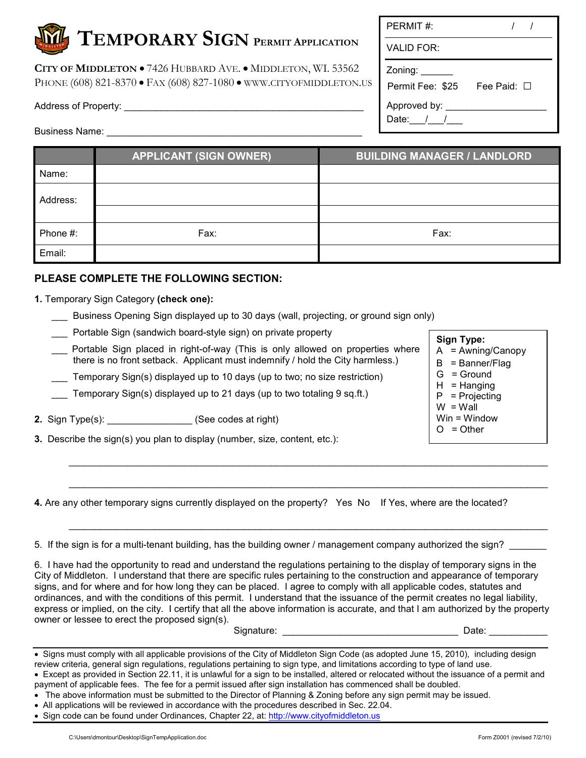# TEMPORARY SIGN PERMIT APPLICATION

**CITY OF MIDDLETON** • 7426 HUBBARD AVE. • MIDDLETON, WI. 53562
PHONE (608) 821-8370 • FAX (608) 827-1080 • WWW.CITYOFMIDDLETON.US

| PERMIT #: / / |
|---|
| VALID FOR: |
| Zoning: ______ <br> Permit Fee: $25 Fee Paid: ☐ <br> Approved by: __________________ <br> Date:___/___/___ |

Address of Property: ______________________________________________

Business Name: ________________________________________________

| | APPLICANT (SIGN OWNER) | BUILDING MANAGER / LANDLORD |
|---|---|---|
| Name: | | |
| Address: | | |
| Phone #: | Fax: | Fax: |
| Email: | | |

## PLEASE COMPLETE THE FOLLOWING SECTION:

**1.** Temporary Sign Category **(check one):**

- ___ Business Opening Sign displayed up to 30 days (wall, projecting, or ground sign only)
- ___ Portable Sign (sandwich board-style sign) on private property
- ___ Portable Sign placed in right-of-way (This is only allowed on properties where there is no front setback. Applicant must indemnify / hold the City harmless.)
- ___ Temporary Sign(s) displayed up to 10 days (up to two; no size restriction)
- ___ Temporary Sign(s) displayed up to 21 days (up to two totaling 9 sq.ft.)

**Sign Type:**
A = Awning/Canopy
B = Banner/Flag
G = Ground
H = Hanging
P = Projecting
W = Wall
Win = Window
O = Other

**2.** Sign Type(s): ________________ (See codes at right)

**3.** Describe the sign(s) you plan to display (number, size, content, etc.):

_____________________________________________________________________________

_____________________________________________________________________________

**4.** Are any other temporary signs currently displayed on the property? Yes No If Yes, where are the located?

_____________________________________________________________________________

5. If the sign is for a multi-tenant building, has the building owner / management company authorized the sign? _______

6. I have had the opportunity to read and understand the regulations pertaining to the display of temporary signs in the City of Middleton. I understand that there are specific rules pertaining to the construction and appearance of temporary signs, and for where and for how long they can be placed. I agree to comply with all applicable codes, statutes and ordinances, and with the conditions of this permit. I understand that the issuance of the permit creates no legal liability, express or implied, on the city. I certify that all the above information is accurate, and that I am authorized by the property owner or lessee to erect the proposed sign(s).

Signature: _________________________________ Date: ___________

- Signs must comply with all applicable provisions of the City of Middleton Sign Code (as adopted June 15, 2010), including design review criteria, general sign regulations, regulations pertaining to sign type, and limitations according to type of land use.
- Except as provided in Section 22.11, it is unlawful for a sign to be installed, altered or relocated without the issuance of a permit and payment of applicable fees. The fee for a permit issued after sign installation has commenced shall be doubled.
- The above information must be submitted to the Director of Planning & Zoning before any sign permit may be issued.
- All applications will be reviewed in accordance with the procedures described in Sec. 22.04.
- Sign code can be found under Ordinances, Chapter 22, at: http://www.cityofmiddleton.us

C:\Users\dmontour\Desktop\SignTempApplication.doc Form Z0001 (revised 7/2/10)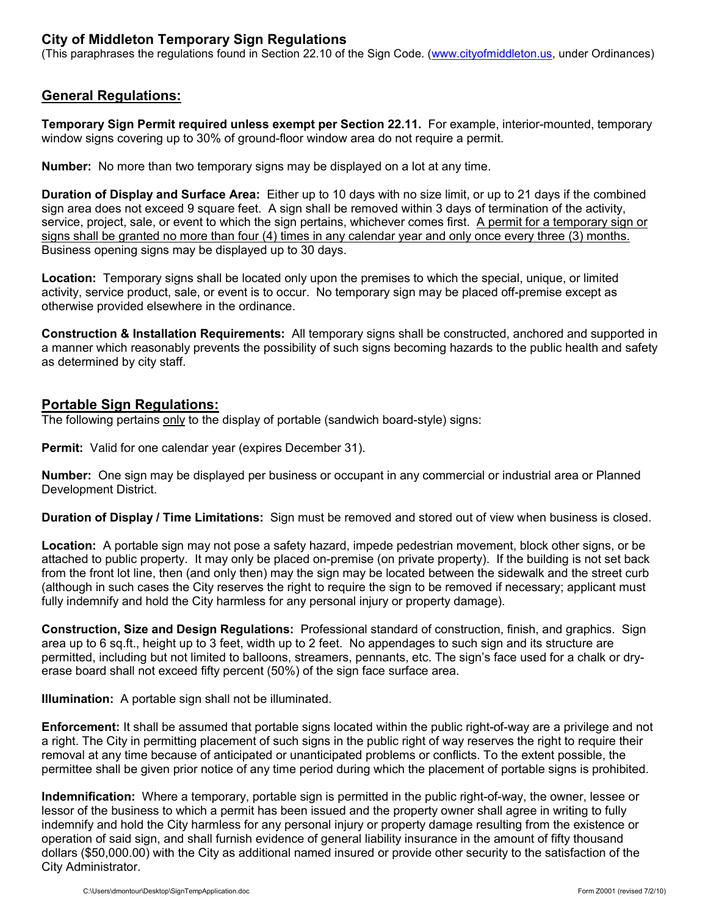# City of Middleton Temporary Sign Regulations

(This paraphrases the regulations found in Section 22.10 of the Sign Code. (www.cityofmiddleton.us, under Ordinances)

## General Regulations:

**Temporary Sign Permit required unless exempt per Section 22.11.** For example, interior-mounted, temporary window signs covering up to 30% of ground-floor window area do not require a permit.

**Number:** No more than two temporary signs may be displayed on a lot at any time.

**Duration of Display and Surface Area:** Either up to 10 days with no size limit, or up to 21 days if the combined sign area does not exceed 9 square feet. A sign shall be removed within 3 days of termination of the activity, service, project, sale, or event to which the sign pertains, whichever comes first. A permit for a temporary sign or signs shall be granted no more than four (4) times in any calendar year and only once every three (3) months. Business opening signs may be displayed up to 30 days.

**Location:** Temporary signs shall be located only upon the premises to which the special, unique, or limited activity, service product, sale, or event is to occur. No temporary sign may be placed off-premise except as otherwise provided elsewhere in the ordinance.

**Construction & Installation Requirements:** All temporary signs shall be constructed, anchored and supported in a manner which reasonably prevents the possibility of such signs becoming hazards to the public health and safety as determined by city staff.

## Portable Sign Regulations:

The following pertains only to the display of portable (sandwich board-style) signs:

**Permit:** Valid for one calendar year (expires December 31).

**Number:** One sign may be displayed per business or occupant in any commercial or industrial area or Planned Development District.

**Duration of Display / Time Limitations:** Sign must be removed and stored out of view when business is closed.

**Location:** A portable sign may not pose a safety hazard, impede pedestrian movement, block other signs, or be attached to public property. It may only be placed on-premise (on private property). If the building is not set back from the front lot line, then (and only then) may the sign may be located between the sidewalk and the street curb (although in such cases the City reserves the right to require the sign to be removed if necessary; applicant must fully indemnify and hold the City harmless for any personal injury or property damage).

**Construction, Size and Design Regulations:** Professional standard of construction, finish, and graphics. Sign area up to 6 sq.ft., height up to 3 feet, width up to 2 feet. No appendages to such sign and its structure are permitted, including but not limited to balloons, streamers, pennants, etc. The sign's face used for a chalk or dry-erase board shall not exceed fifty percent (50%) of the sign face surface area.

**Illumination:** A portable sign shall not be illuminated.

**Enforcement:** It shall be assumed that portable signs located within the public right-of-way are a privilege and not a right. The City in permitting placement of such signs in the public right of way reserves the right to require their removal at any time because of anticipated or unanticipated problems or conflicts. To the extent possible, the permittee shall be given prior notice of any time period during which the placement of portable signs is prohibited.

**Indemnification:** Where a temporary, portable sign is permitted in the public right-of-way, the owner, lessee or lessor of the business to which a permit has been issued and the property owner shall agree in writing to fully indemnify and hold the City harmless for any personal injury or property damage resulting from the existence or operation of said sign, and shall furnish evidence of general liability insurance in the amount of fifty thousand dollars ($50,000.00) with the City as additional named insured or provide other security to the satisfaction of the City Administrator.